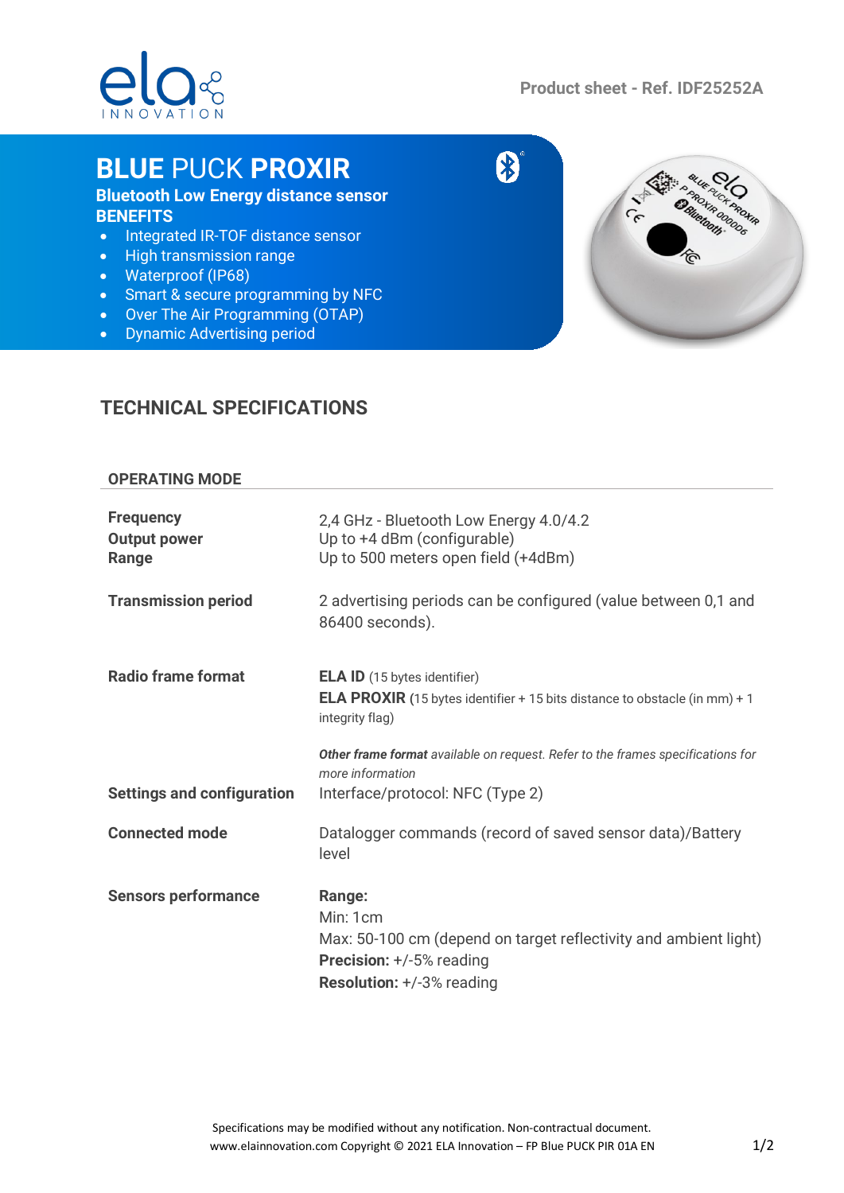Product sheet - Ref. IDF25252A

# BLUE PUCK PROXIR

**Bluetooth Low Energy distance sensor**

**BENEFITS**

- Integrated IR-TOF distance sensor
- High transmission range
- Waterproof (IP68)
- Smart & secure programming by NFC
- Over The Air Programming (OTAP)
- Dynamic Advertising period

## TECHNICAL SPECIFICATIONS

### OPERATING MODE

| | |
|---|---|
| **Frequency** | 2,4 GHz - Bluetooth Low Energy 4.0/4.2 |
| **Output power** | Up to +4 dBm (configurable) |
| **Range** | Up to 500 meters open field (+4dBm) |
| **Transmission period** | 2 advertising periods can be configured (value between 0,1 and 86400 seconds). |
| **Radio frame format** | **ELA ID** (15 bytes identifier)<br>**ELA PROXIR** (15 bytes identifier + 15 bits distance to obstacle (in mm) + 1 integrity flag)<br><br>***Other frame format*** *available on request. Refer to the frames specifications for more information* |
| **Settings and configuration** | Interface/protocol: NFC (Type 2) |
| **Connected mode** | Datalogger commands (record of saved sensor data)/Battery level |
| **Sensors performance** | **Range:**<br>Min: 1cm<br>Max: 50-100 cm (depend on target reflectivity and ambient light)<br>**Precision:** +/-5% reading<br>**Resolution:** +/-3% reading |

Specifications may be modified without any notification. Non-contractual document.
www.elainnovation.com Copyright © 2021 ELA Innovation – FP Blue PUCK PIR 01A EN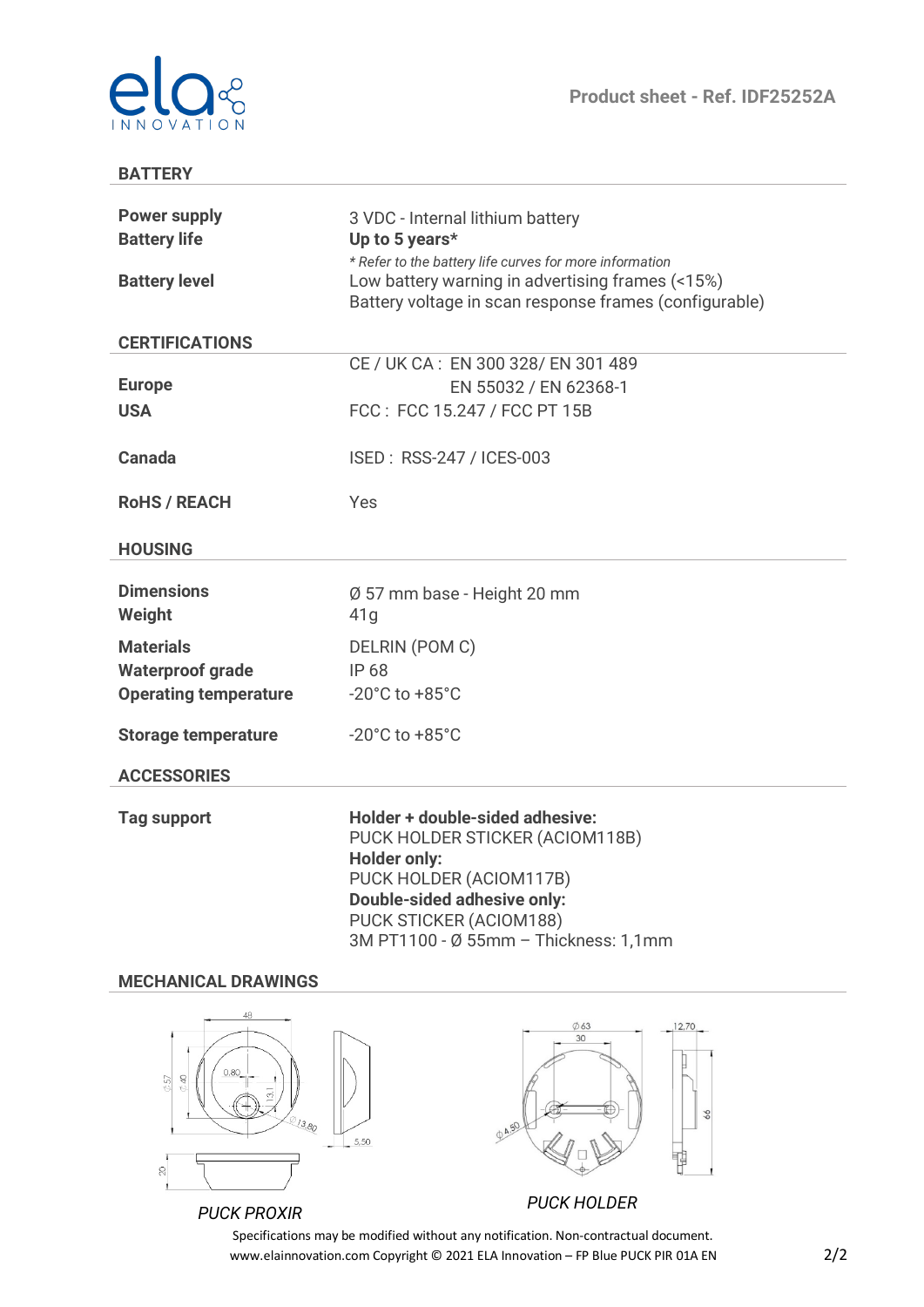## BATTERY

| | |
|---|---|
| **Power supply** | 3 VDC - Internal lithium battery |
| **Battery life** | **Up to 5 years*** <br> *\* Refer to the battery life curves for more information* |
| **Battery level** | Low battery warning in advertising frames (<15%) <br> Battery voltage in scan response frames (configurable) |

## CERTIFICATIONS

| | |
|---|---|
| **Europe** | CE / UK CA : EN 300 328/ EN 301 489 <br> EN 55032 / EN 62368-1 |
| **USA** | FCC : FCC 15.247 / FCC PT 15B |
| **Canada** | ISED : RSS-247 / ICES-003 |
| **RoHS / REACH** | Yes |

## HOUSING

| | |
|---|---|
| **Dimensions** | Ø 57 mm base - Height 20 mm |
| **Weight** | 41g |
| **Materials** | DELRIN (POM C) |
| **Waterproof grade** | IP 68 |
| **Operating temperature** | -20°C to +85°C |
| **Storage temperature** | -20°C to +85°C |

## ACCESSORIES

| | |
|---|---|
| **Tag support** | **Holder + double-sided adhesive:** <br> PUCK HOLDER STICKER (ACIOM118B) <br> **Holder only:** <br> PUCK HOLDER (ACIOM117B) <br> **Double-sided adhesive only:** <br> PUCK STICKER (ACIOM188) <br> 3M PT1100 - Ø 55mm – Thickness: 1,1mm |

## MECHANICAL DRAWINGS

48
Ø57
Ø40
0,80
13,1
Ø13,80
5,50
20

*PUCK PROXIR*

Ø63
30
12,70
Ø4,50
66

*PUCK HOLDER*

Specifications may be modified without any notification. Non-contractual document.
www.elainnovation.com Copyright © 2021 ELA Innovation – FP Blue PUCK PIR 01A EN